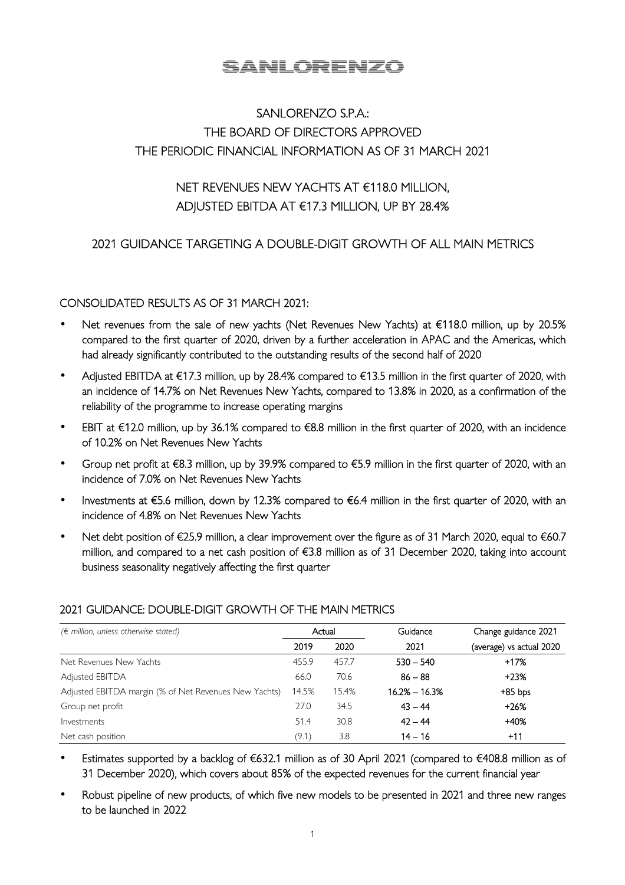# SANLORENZO

## SANLORENZO S.P.A.: THE BOARD OF DIRECTORS APPROVED THE PERIODIC FINANCIAL INFORMATION AS OF 31 MARCH 2021

## NET REVENUES NEW YACHTS AT €118.0 MILLION, ADJUSTED EBITDA AT €17.3 MILLION, UP BY 28.4%

## 2021 GUIDANCE TARGETING A DOUBLE-DIGIT GROWTH OF ALL MAIN METRICS

### CONSOLIDATED RESULTS AS OF 31 MARCH 2021:

- Net revenues from the sale of new yachts (Net Revenues New Yachts) at €118.0 million, up by 20.5% compared to the first quarter of 2020, driven by a further acceleration in APAC and the Americas, which had already significantly contributed to the outstanding results of the second half of 2020
- Adjusted EBITDA at €17.3 million, up by 28.4% compared to €13.5 million in the first quarter of 2020, with an incidence of 14.7% on Net Revenues New Yachts, compared to 13.8% in 2020, as a confirmation of the reliability of the programme to increase operating margins
- EBIT at €12.0 million, up by 36.1% compared to €8.8 million in the first quarter of 2020, with an incidence of 10.2% on Net Revenues New Yachts
- Group net profit at €8.3 million, up by 39.9% compared to €5.9 million in the first quarter of 2020, with an incidence of 7.0% on Net Revenues New Yachts
- Investments at €5.6 million, down by 12.3% compared to €6.4 million in the first quarter of 2020, with an incidence of 4.8% on Net Revenues New Yachts
- Net debt position of €25.9 million, a clear improvement over the figure as of 31 March 2020, equal to €60.7 million, and compared to a net cash position of €3.8 million as of 31 December 2020, taking into account business seasonality negatively affecting the first quarter

### 2021 GUIDANCE: DOUBLE-DIGIT GROWTH OF THE MAIN METRICS

| *(€ million, unless otherwise stated)* | Actual | | Guidance | Change guidance 2021 |
|---|---|---|---|---|
| | 2019 | 2020 | 2021 | (average) vs actual 2020 |
| Net Revenues New Yachts | 455.9 | 457.7 | **530 – 540** | **+17%** |
| Adjusted EBITDA | 66.0 | 70.6 | **86 – 88** | **+23%** |
| Adjusted EBITDA margin (% of Net Revenues New Yachts) | 14.5% | 15.4% | **16.2% – 16.3%** | **+85 bps** |
| Group net profit | 27.0 | 34.5 | **43 – 44** | **+26%** |
| Investments | 51.4 | 30.8 | **42 – 44** | **+40%** |
| Net cash position | (9.1) | 3.8 | **14 – 16** | **+11** |

- Estimates supported by a backlog of €632.1 million as of 30 April 2021 (compared to €408.8 million as of 31 December 2020), which covers about 85% of the expected revenues for the current financial year
- Robust pipeline of new products, of which five new models to be presented in 2021 and three new ranges to be launched in 2022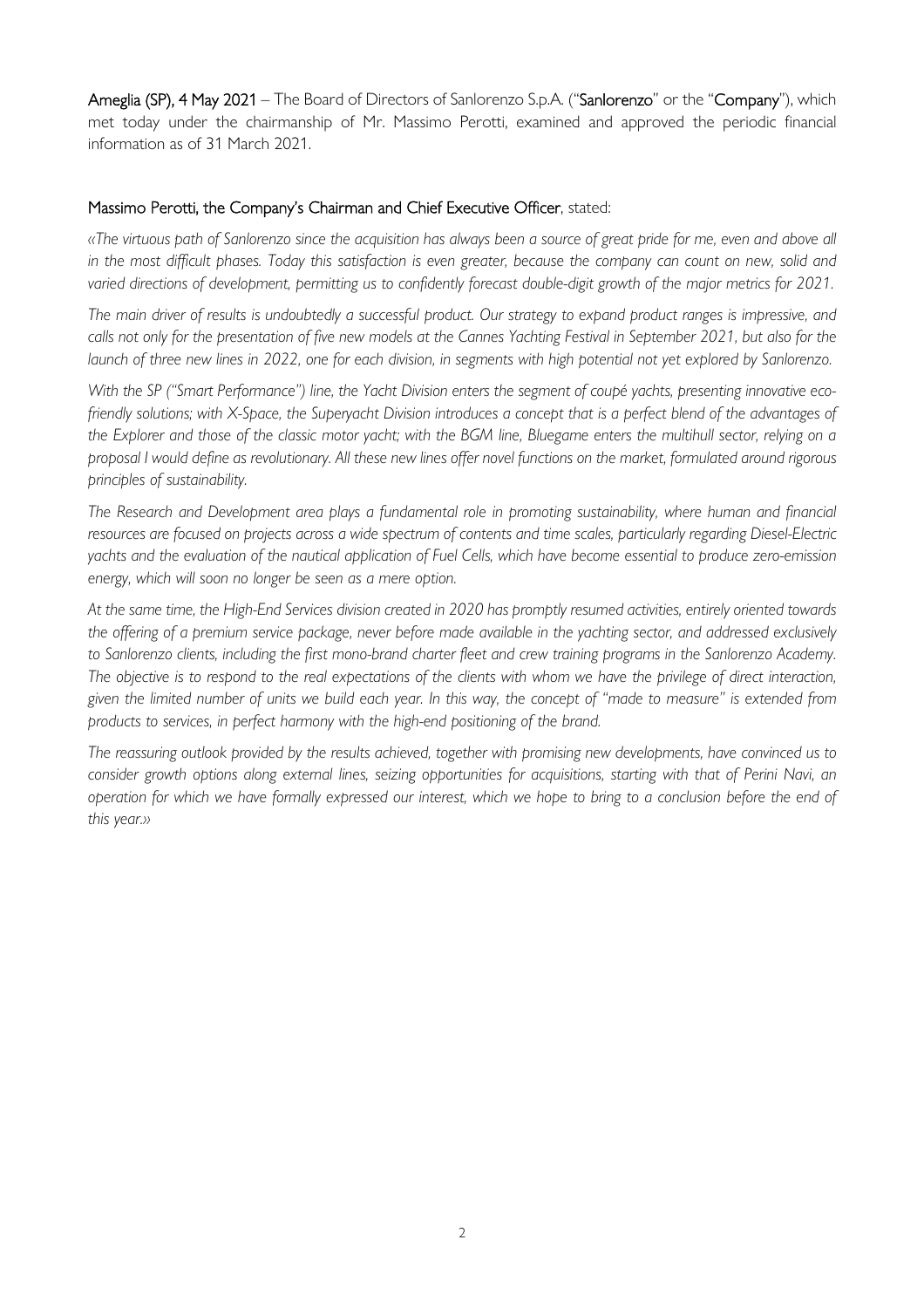**Ameglia (SP), 4 May 2021** – The Board of Directors of Sanlorenzo S.p.A. ("**Sanlorenzo**" or the "**Company**"), which met today under the chairmanship of Mr. Massimo Perotti, examined and approved the periodic financial information as of 31 March 2021.

**Massimo Perotti, the Company's Chairman and Chief Executive Officer**, stated:

*«The virtuous path of Sanlorenzo since the acquisition has always been a source of great pride for me, even and above all in the most difficult phases. Today this satisfaction is even greater, because the company can count on new, solid and varied directions of development, permitting us to confidently forecast double-digit growth of the major metrics for 2021.*

*The main driver of results is undoubtedly a successful product. Our strategy to expand product ranges is impressive, and calls not only for the presentation of five new models at the Cannes Yachting Festival in September 2021, but also for the launch of three new lines in 2022, one for each division, in segments with high potential not yet explored by Sanlorenzo.*

*With the SP ("Smart Performance") line, the Yacht Division enters the segment of coupé yachts, presenting innovative eco-friendly solutions; with X-Space, the Superyacht Division introduces a concept that is a perfect blend of the advantages of the Explorer and those of the classic motor yacht; with the BGM line, Bluegame enters the multihull sector, relying on a proposal I would define as revolutionary. All these new lines offer novel functions on the market, formulated around rigorous principles of sustainability.*

*The Research and Development area plays a fundamental role in promoting sustainability, where human and financial resources are focused on projects across a wide spectrum of contents and time scales, particularly regarding Diesel-Electric yachts and the evaluation of the nautical application of Fuel Cells, which have become essential to produce zero-emission energy, which will soon no longer be seen as a mere option.*

*At the same time, the High-End Services division created in 2020 has promptly resumed activities, entirely oriented towards the offering of a premium service package, never before made available in the yachting sector, and addressed exclusively to Sanlorenzo clients, including the first mono-brand charter fleet and crew training programs in the Sanlorenzo Academy. The objective is to respond to the real expectations of the clients with whom we have the privilege of direct interaction, given the limited number of units we build each year. In this way, the concept of "made to measure" is extended from products to services, in perfect harmony with the high-end positioning of the brand.*

*The reassuring outlook provided by the results achieved, together with promising new developments, have convinced us to consider growth options along external lines, seizing opportunities for acquisitions, starting with that of Perini Navi, an operation for which we have formally expressed our interest, which we hope to bring to a conclusion before the end of this year.»*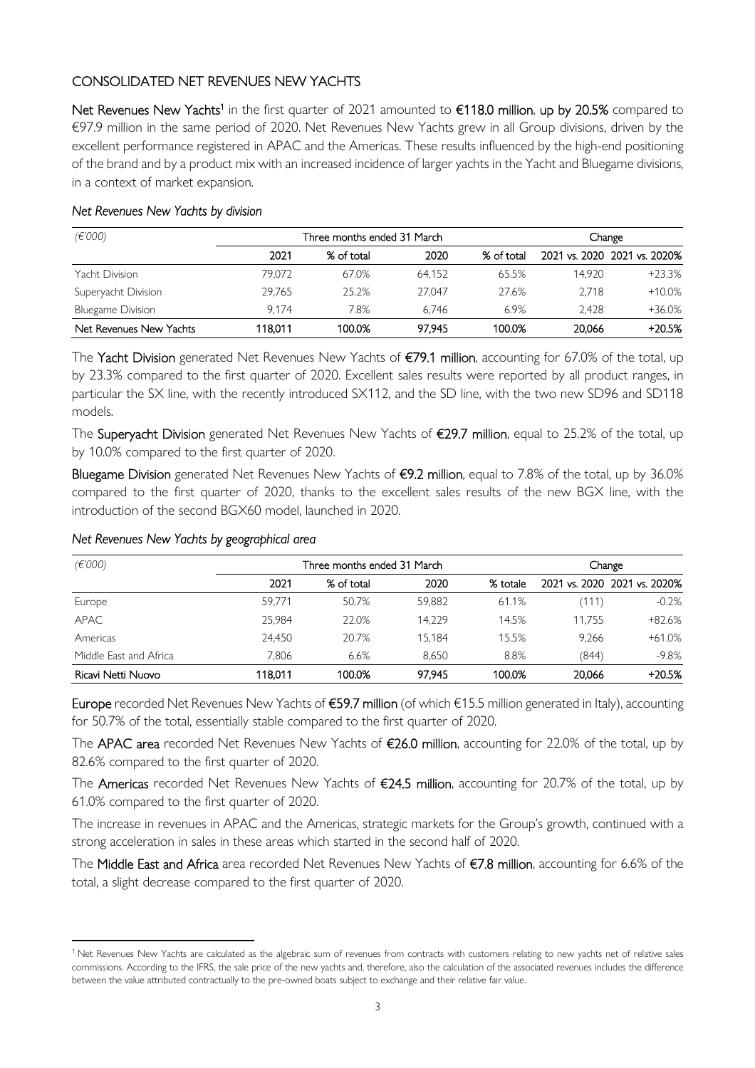## CONSOLIDATED NET REVENUES NEW YACHTS

**Net Revenues New Yachts**[1] in the first quarter of 2021 amounted to **€118.0 million**, **up by 20.5%** compared to €97.9 million in the same period of 2020. Net Revenues New Yachts grew in all Group divisions, driven by the excellent performance registered in APAC and the Americas. These results influenced by the high-end positioning of the brand and by a product mix with an increased incidence of larger yachts in the Yacht and Bluegame divisions, in a context of market expansion.

*Net Revenues New Yachts by division*

| *(€'000)* | Three months ended 31 March | | | | Change | |
|---|---|---|---|---|---|---|
| | 2021 | % of total | 2020 | % of total | 2021 vs. 2020 | 2021 vs. 2020% |
| Yacht Division | 79,072 | 67.0% | 64,152 | 65.5% | 14,920 | +23.3% |
| Superyacht Division | 29,765 | 25.2% | 27,047 | 27.6% | 2,718 | +10.0% |
| Bluegame Division | 9,174 | 7.8% | 6,746 | 6.9% | 2,428 | +36.0% |
| Net Revenues New Yachts | 118,011 | 100.0% | 97,945 | 100.0% | 20,066 | +20.5% |

The **Yacht Division** generated Net Revenues New Yachts of **€79.1 million**, accounting for 67.0% of the total, up by 23.3% compared to the first quarter of 2020. Excellent sales results were reported by all product ranges, in particular the SX line, with the recently introduced SX112, and the SD line, with the two new SD96 and SD118 models.

The **Superyacht Division** generated Net Revenues New Yachts of **€29.7 million**, equal to 25.2% of the total, up by 10.0% compared to the first quarter of 2020.

**Bluegame Division** generated Net Revenues New Yachts of **€9.2 million**, equal to 7.8% of the total, up by 36.0% compared to the first quarter of 2020, thanks to the excellent sales results of the new BGX line, with the introduction of the second BGX60 model, launched in 2020.

*Net Revenues New Yachts by geographical area*

| *(€'000)* | Three months ended 31 March | | | | Change | |
|---|---|---|---|---|---|---|
| | 2021 | % of total | 2020 | % totale | 2021 vs. 2020 | 2021 vs. 2020% |
| Europe | 59,771 | 50.7% | 59,882 | 61.1% | (111) | -0.2% |
| APAC | 25,984 | 22.0% | 14,229 | 14.5% | 11,755 | +82.6% |
| Americas | 24,450 | 20.7% | 15,184 | 15.5% | 9,266 | +61.0% |
| Middle East and Africa | 7,806 | 6.6% | 8,650 | 8.8% | (844) | -9.8% |
| Ricavi Netti Nuovo | 118,011 | 100.0% | 97,945 | 100.0% | 20,066 | +20.5% |

**Europe** recorded Net Revenues New Yachts of **€59.7 million** (of which €15.5 million generated in Italy), accounting for 50.7% of the total, essentially stable compared to the first quarter of 2020.

The **APAC area** recorded Net Revenues New Yachts of **€26.0 million**, accounting for 22.0% of the total, up by 82.6% compared to the first quarter of 2020.

The **Americas** recorded Net Revenues New Yachts of **€24.5 million**, accounting for 20.7% of the total, up by 61.0% compared to the first quarter of 2020.

The increase in revenues in APAC and the Americas, strategic markets for the Group's growth, continued with a strong acceleration in sales in these areas which started in the second half of 2020.

The **Middle East and Africa** area recorded Net Revenues New Yachts of **€7.8 million**, accounting for 6.6% of the total, a slight decrease compared to the first quarter of 2020.

---

[1] Net Revenues New Yachts are calculated as the algebraic sum of revenues from contracts with customers relating to new yachts net of relative sales commissions. According to the IFRS, the sale price of the new yachts and, therefore, also the calculation of the associated revenues includes the difference between the value attributed contractually to the pre-owned boats subject to exchange and their relative fair value.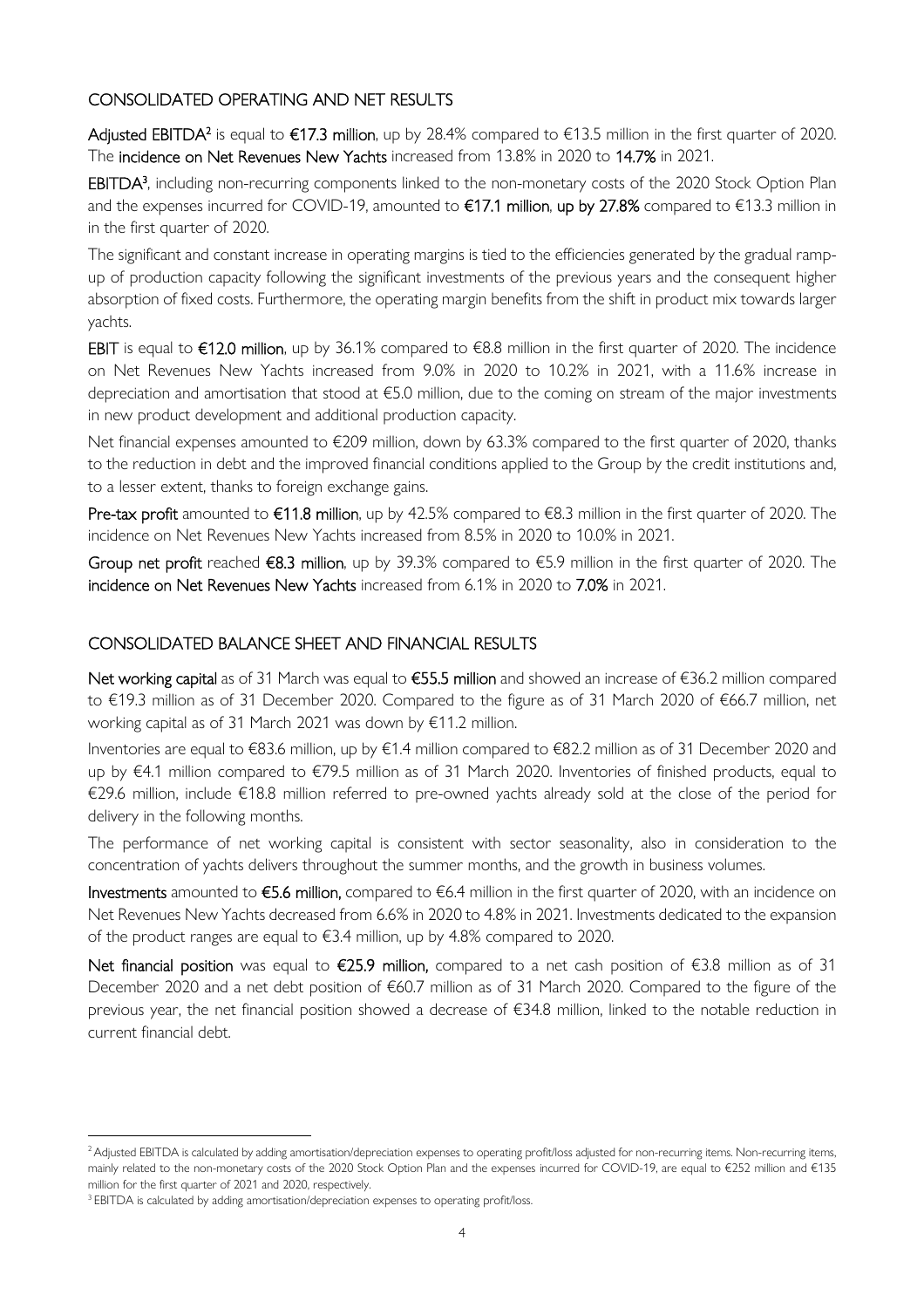## CONSOLIDATED OPERATING AND NET RESULTS

**Adjusted EBITDA**[2] is equal to **€17.3 million**, up by 28.4% compared to €13.5 million in the first quarter of 2020. The **incidence on Net Revenues New Yachts** increased from 13.8% in 2020 to **14.7%** in 2021.

**EBITDA**[3], including non-recurring components linked to the non-monetary costs of the 2020 Stock Option Plan and the expenses incurred for COVID-19, amounted to **€17.1 million**, **up by 27.8%** compared to €13.3 million in in the first quarter of 2020.

The significant and constant increase in operating margins is tied to the efficiencies generated by the gradual ramp-up of production capacity following the significant investments of the previous years and the consequent higher absorption of fixed costs. Furthermore, the operating margin benefits from the shift in product mix towards larger yachts.

**EBIT** is equal to **€12.0 million**, up by 36.1% compared to €8.8 million in the first quarter of 2020. The incidence on Net Revenues New Yachts increased from 9.0% in 2020 to 10.2% in 2021, with a 11.6% increase in depreciation and amortisation that stood at €5.0 million, due to the coming on stream of the major investments in new product development and additional production capacity.

Net financial expenses amounted to €209 million, down by 63.3% compared to the first quarter of 2020, thanks to the reduction in debt and the improved financial conditions applied to the Group by the credit institutions and, to a lesser extent, thanks to foreign exchange gains.

**Pre-tax profit** amounted to **€11.8 million**, up by 42.5% compared to €8.3 million in the first quarter of 2020. The incidence on Net Revenues New Yachts increased from 8.5% in 2020 to 10.0% in 2021.

**Group net profit** reached **€8.3 million**, up by 39.3% compared to €5.9 million in the first quarter of 2020. The **incidence on Net Revenues New Yachts** increased from 6.1% in 2020 to **7.0%** in 2021.

## CONSOLIDATED BALANCE SHEET AND FINANCIAL RESULTS

**Net working capital** as of 31 March was equal to **€55.5 million** and showed an increase of €36.2 million compared to €19.3 million as of 31 December 2020. Compared to the figure as of 31 March 2020 of €66.7 million, net working capital as of 31 March 2021 was down by €11.2 million.

Inventories are equal to €83.6 million, up by €1.4 million compared to €82.2 million as of 31 December 2020 and up by €4.1 million compared to €79.5 million as of 31 March 2020. Inventories of finished products, equal to €29.6 million, include €18.8 million referred to pre-owned yachts already sold at the close of the period for delivery in the following months.

The performance of net working capital is consistent with sector seasonality, also in consideration to the concentration of yachts delivers throughout the summer months, and the growth in business volumes.

**Investments** amounted to **€5.6 million,** compared to €6.4 million in the first quarter of 2020, with an incidence on Net Revenues New Yachts decreased from 6.6% in 2020 to 4.8% in 2021. Investments dedicated to the expansion of the product ranges are equal to €3.4 million, up by 4.8% compared to 2020.

**Net financial position** was equal to **€25.9 million,** compared to a net cash position of €3.8 million as of 31 December 2020 and a net debt position of €60.7 million as of 31 March 2020. Compared to the figure of the previous year, the net financial position showed a decrease of €34.8 million, linked to the notable reduction in current financial debt.

---

[2] Adjusted EBITDA is calculated by adding amortisation/depreciation expenses to operating profit/loss adjusted for non-recurring items. Non-recurring items, mainly related to the non-monetary costs of the 2020 Stock Option Plan and the expenses incurred for COVID-19, are equal to €252 million and €135 million for the first quarter of 2021 and 2020, respectively.

[3] EBITDA is calculated by adding amortisation/depreciation expenses to operating profit/loss.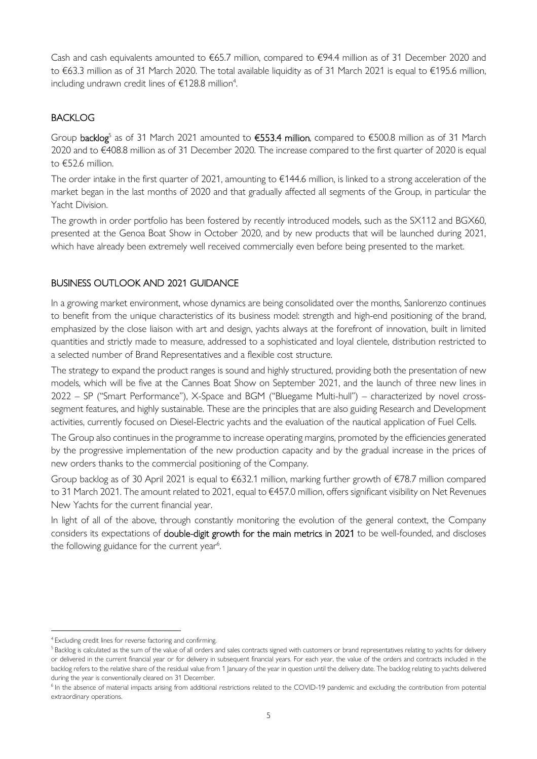Cash and cash equivalents amounted to €65.7 million, compared to €94.4 million as of 31 December 2020 and to €63.3 million as of 31 March 2020. The total available liquidity as of 31 March 2021 is equal to €195.6 million, including undrawn credit lines of €128.8 million[4].

## BACKLOG

Group **backlog**[5] as of 31 March 2021 amounted to **€553.4 million**, compared to €500.8 million as of 31 March 2020 and to €408.8 million as of 31 December 2020. The increase compared to the first quarter of 2020 is equal to €52.6 million.

The order intake in the first quarter of 2021, amounting to €144.6 million, is linked to a strong acceleration of the market began in the last months of 2020 and that gradually affected all segments of the Group, in particular the Yacht Division.

The growth in order portfolio has been fostered by recently introduced models, such as the SX112 and BGX60, presented at the Genoa Boat Show in October 2020, and by new products that will be launched during 2021, which have already been extremely well received commercially even before being presented to the market.

## BUSINESS OUTLOOK AND 2021 GUIDANCE

In a growing market environment, whose dynamics are being consolidated over the months, Sanlorenzo continues to benefit from the unique characteristics of its business model: strength and high-end positioning of the brand, emphasized by the close liaison with art and design, yachts always at the forefront of innovation, built in limited quantities and strictly made to measure, addressed to a sophisticated and loyal clientele, distribution restricted to a selected number of Brand Representatives and a flexible cost structure.

The strategy to expand the product ranges is sound and highly structured, providing both the presentation of new models, which will be five at the Cannes Boat Show on September 2021, and the launch of three new lines in 2022 – SP ("Smart Performance"), X-Space and BGM ("Bluegame Multi-hull") – characterized by novel cross-segment features, and highly sustainable. These are the principles that are also guiding Research and Development activities, currently focused on Diesel-Electric yachts and the evaluation of the nautical application of Fuel Cells.

The Group also continues in the programme to increase operating margins, promoted by the efficiencies generated by the progressive implementation of the new production capacity and by the gradual increase in the prices of new orders thanks to the commercial positioning of the Company.

Group backlog as of 30 April 2021 is equal to €632.1 million, marking further growth of €78.7 million compared to 31 March 2021. The amount related to 2021, equal to €457.0 million, offers significant visibility on Net Revenues New Yachts for the current financial year.

In light of all of the above, through constantly monitoring the evolution of the general context, the Company considers its expectations of **double-digit growth for the main metrics in 2021** to be well-founded, and discloses the following guidance for the current year[6].

---

[4] Excluding credit lines for reverse factoring and confirming.

[5] Backlog is calculated as the sum of the value of all orders and sales contracts signed with customers or brand representatives relating to yachts for delivery or delivered in the current financial year or for delivery in subsequent financial years. For each year, the value of the orders and contracts included in the backlog refers to the relative share of the residual value from 1 January of the year in question until the delivery date. The backlog relating to yachts delivered during the year is conventionally cleared on 31 December.

[6] In the absence of material impacts arising from additional restrictions related to the COVID-19 pandemic and excluding the contribution from potential extraordinary operations.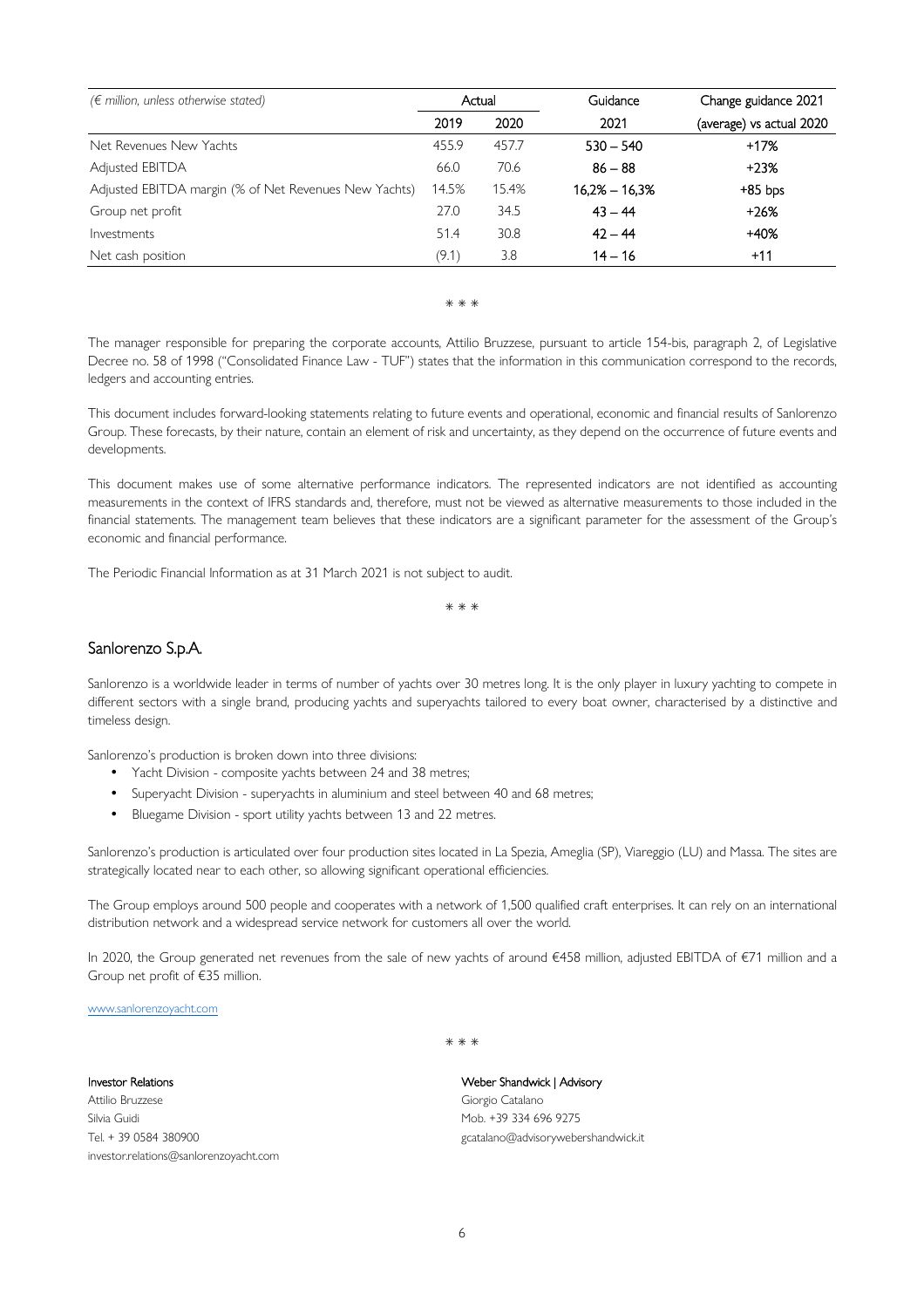| *(€ million, unless otherwise stated)* | Actual | | Guidance | Change guidance 2021 |
|---|---|---|---|---|
| | 2019 | 2020 | 2021 | (average) vs actual 2020 |
| Net Revenues New Yachts | 455.9 | 457.7 | 530 – 540 | +17% |
| Adjusted EBITDA | 66.0 | 70.6 | 86 – 88 | +23% |
| Adjusted EBITDA margin (% of Net Revenues New Yachts) | 14.5% | 15.4% | 16,2% – 16,3% | +85 bps |
| Group net profit | 27.0 | 34.5 | 43 – 44 | +26% |
| Investments | 51.4 | 30.8 | 42 – 44 | +40% |
| Net cash position | (9.1) | 3.8 | 14 – 16 | +11 |

\* \* \*

The manager responsible for preparing the corporate accounts, Attilio Bruzzese, pursuant to article 154-bis, paragraph 2, of Legislative Decree no. 58 of 1998 ("Consolidated Finance Law - TUF") states that the information in this communication correspond to the records, ledgers and accounting entries.

This document includes forward-looking statements relating to future events and operational, economic and financial results of Sanlorenzo Group. These forecasts, by their nature, contain an element of risk and uncertainty, as they depend on the occurrence of future events and developments.

This document makes use of some alternative performance indicators. The represented indicators are not identified as accounting measurements in the context of IFRS standards and, therefore, must not be viewed as alternative measurements to those included in the financial statements. The management team believes that these indicators are a significant parameter for the assessment of the Group's economic and financial performance.

The Periodic Financial Information as at 31 March 2021 is not subject to audit.

\* \* \*

## Sanlorenzo S.p.A.

Sanlorenzo is a worldwide leader in terms of number of yachts over 30 metres long. It is the only player in luxury yachting to compete in different sectors with a single brand, producing yachts and superyachts tailored to every boat owner, characterised by a distinctive and timeless design.

Sanlorenzo's production is broken down into three divisions:

- Yacht Division - composite yachts between 24 and 38 metres;
- Superyacht Division - superyachts in aluminium and steel between 40 and 68 metres;
- Bluegame Division - sport utility yachts between 13 and 22 metres.

Sanlorenzo's production is articulated over four production sites located in La Spezia, Ameglia (SP), Viareggio (LU) and Massa. The sites are strategically located near to each other, so allowing significant operational efficiencies.

The Group employs around 500 people and cooperates with a network of 1,500 qualified craft enterprises. It can rely on an international distribution network and a widespread service network for customers all over the world.

In 2020, the Group generated net revenues from the sale of new yachts of around €458 million, adjusted EBITDA of €71 million and a Group net profit of €35 million.

www.sanlorenzoyacht.com

\* \* \*

**Investor Relations**
Attilio Bruzzese
Silvia Guidi
Tel. + 39 0584 380900
investor.relations@sanlorenzoyacht.com

**Weber Shandwick | Advisory**
Giorgio Catalano
Mob. +39 334 696 9275
gcatalano@advisorywebershandwick.it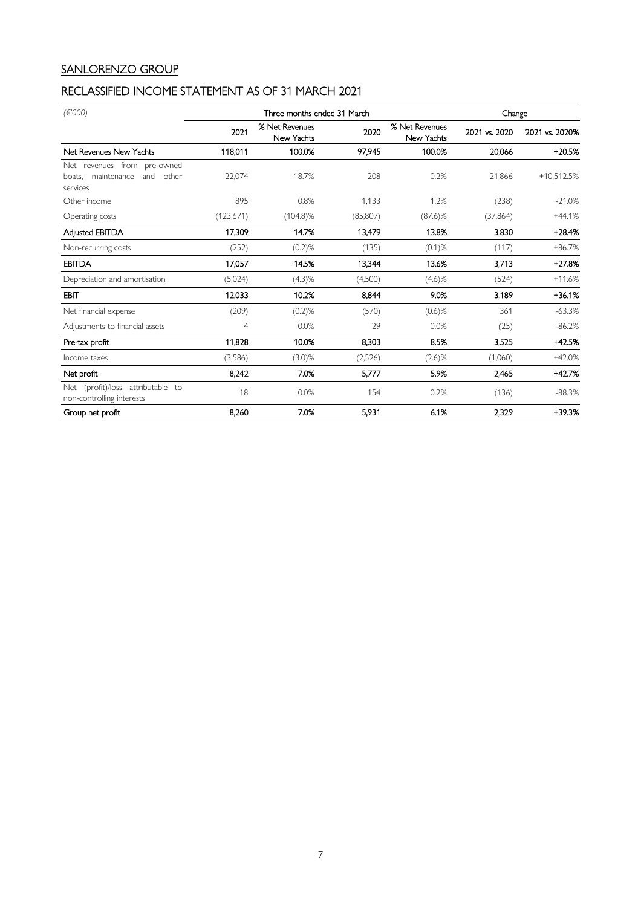SANLORENZO GROUP

## RECLASSIFIED INCOME STATEMENT AS OF 31 MARCH 2021

| *(€'000)* | Three months ended 31 March | | | | Change | |
|---|---|---|---|---|---|---|
| | 2021 | % Net Revenues New Yachts | 2020 | % Net Revenues New Yachts | 2021 vs. 2020 | 2021 vs. 2020% |
| **Net Revenues New Yachts** | **118,011** | **100.0%** | **97,945** | **100.0%** | **20,066** | **+20.5%** |
| Net revenues from pre-owned boats, maintenance and other services | 22,074 | 18.7% | 208 | 0.2% | 21,866 | +10,512.5% |
| Other income | 895 | 0.8% | 1,133 | 1.2% | (238) | -21.0% |
| Operating costs | (123,671) | (104.8)% | (85,807) | (87.6)% | (37,864) | +44.1% |
| **Adjusted EBITDA** | **17,309** | **14.7%** | **13,479** | **13.8%** | **3,830** | **+28.4%** |
| Non-recurring costs | (252) | (0.2)% | (135) | (0.1)% | (117) | +86.7% |
| **EBITDA** | **17,057** | **14.5%** | **13,344** | **13.6%** | **3,713** | **+27.8%** |
| Depreciation and amortisation | (5,024) | (4.3)% | (4,500) | (4.6)% | (524) | +11.6% |
| **EBIT** | **12,033** | **10.2%** | **8,844** | **9.0%** | **3,189** | **+36.1%** |
| Net financial expense | (209) | (0.2)% | (570) | (0.6)% | 361 | -63.3% |
| Adjustments to financial assets | 4 | 0.0% | 29 | 0.0% | (25) | -86.2% |
| **Pre-tax profit** | **11,828** | **10.0%** | **8,303** | **8.5%** | **3,525** | **+42.5%** |
| Income taxes | (3,586) | (3.0)% | (2,526) | (2.6)% | (1,060) | +42.0% |
| **Net profit** | **8,242** | **7.0%** | **5,777** | **5.9%** | **2,465** | **+42.7%** |
| Net (profit)/loss attributable to non-controlling interests | 18 | 0.0% | 154 | 0.2% | (136) | -88.3% |
| **Group net profit** | **8,260** | **7.0%** | **5,931** | **6.1%** | **2,329** | **+39.3%** |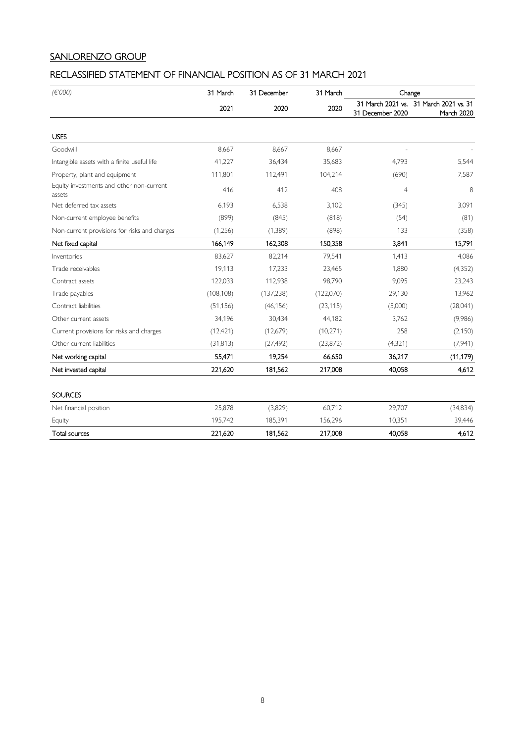SANLORENZO GROUP

## RECLASSIFIED STATEMENT OF FINANCIAL POSITION AS OF 31 MARCH 2021

| *(€'000)* | 31 March 2021 | 31 December 2020 | 31 March 2020 | Change 31 March 2021 vs. 31 December 2020 | Change 31 March 2021 vs. 31 March 2020 |
|---|---|---|---|---|---|
| **USES** | | | | | |
| Goodwill | 8,667 | 8,667 | 8,667 | - | - |
| Intangible assets with a finite useful life | 41,227 | 36,434 | 35,683 | 4,793 | 5,544 |
| Property, plant and equipment | 111,801 | 112,491 | 104,214 | (690) | 7,587 |
| Equity investments and other non-current assets | 416 | 412 | 408 | 4 | 8 |
| Net deferred tax assets | 6,193 | 6,538 | 3,102 | (345) | 3,091 |
| Non-current employee benefits | (899) | (845) | (818) | (54) | (81) |
| Non-current provisions for risks and charges | (1,256) | (1,389) | (898) | 133 | (358) |
| Net fixed capital | 166,149 | 162,308 | 150,358 | 3,841 | 15,791 |
| Inventories | 83,627 | 82,214 | 79,541 | 1,413 | 4,086 |
| Trade receivables | 19,113 | 17,233 | 23,465 | 1,880 | (4,352) |
| Contract assets | 122,033 | 112,938 | 98,790 | 9,095 | 23,243 |
| Trade payables | (108,108) | (137,238) | (122,070) | 29,130 | 13,962 |
| Contract liabilities | (51,156) | (46,156) | (23,115) | (5,000) | (28,041) |
| Other current assets | 34,196 | 30,434 | 44,182 | 3,762 | (9,986) |
| Current provisions for risks and charges | (12,421) | (12,679) | (10,271) | 258 | (2,150) |
| Other current liabilities | (31,813) | (27,492) | (23,872) | (4,321) | (7,941) |
| Net working capital | 55,471 | 19,254 | 66,650 | 36,217 | (11,179) |
| Net invested capital | 221,620 | 181,562 | 217,008 | 40,058 | 4,612 |
| **SOURCES** | | | | | |
| Net financial position | 25,878 | (3,829) | 60,712 | 29,707 | (34,834) |
| Equity | 195,742 | 185,391 | 156,296 | 10,351 | 39,446 |
| Total sources | 221,620 | 181,562 | 217,008 | 40,058 | 4,612 |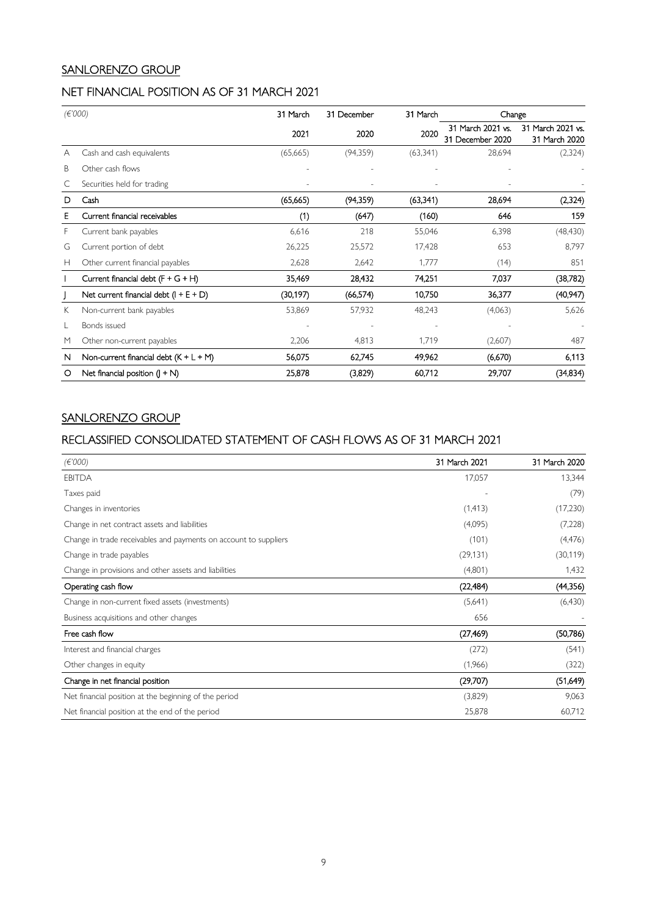## SANLORENZO GROUP

## NET FINANCIAL POSITION AS OF 31 MARCH 2021

| (€'000) | | 31 March | 31 December | 31 March | Change | |
|---|---|---|---|---|---|---|
| | | 2021 | 2020 | 2020 | 31 March 2021 vs. 31 December 2020 | 31 March 2021 vs. 31 March 2020 |
| A | Cash and cash equivalents | (65,665) | (94,359) | (63,341) | 28,694 | (2,324) |
| B | Other cash flows | - | - | - | - | - |
| C | Securities held for trading | - | - | - | - | - |
| D | Cash | (65,665) | (94,359) | (63,341) | 28,694 | (2,324) |
| E | Current financial receivables | (1) | (647) | (160) | 646 | 159 |
| F | Current bank payables | 6,616 | 218 | 55,046 | 6,398 | (48,430) |
| G | Current portion of debt | 26,225 | 25,572 | 17,428 | 653 | 8,797 |
| H | Other current financial payables | 2,628 | 2,642 | 1,777 | (14) | 851 |
| I | Current financial debt (F + G + H) | 35,469 | 28,432 | 74,251 | 7,037 | (38,782) |
| J | Net current financial debt (I + E + D) | (30,197) | (66,574) | 10,750 | 36,377 | (40,947) |
| K | Non-current bank payables | 53,869 | 57,932 | 48,243 | (4,063) | 5,626 |
| L | Bonds issued | - | - | - | - | - |
| M | Other non-current payables | 2,206 | 4,813 | 1,719 | (2,607) | 487 |
| N | Non-current financial debt (K + L + M) | 56,075 | 62,745 | 49,962 | (6,670) | 6,113 |
| O | Net financial position (J + N) | 25,878 | (3,829) | 60,712 | 29,707 | (34,834) |

## SANLORENZO GROUP

## RECLASSIFIED CONSOLIDATED STATEMENT OF CASH FLOWS AS OF 31 MARCH 2021

| (€'000) | 31 March 2021 | 31 March 2020 |
|---|---|---|
| EBITDA | 17,057 | 13,344 |
| Taxes paid | - | (79) |
| Changes in inventories | (1,413) | (17,230) |
| Change in net contract assets and liabilities | (4,095) | (7,228) |
| Change in trade receivables and payments on account to suppliers | (101) | (4,476) |
| Change in trade payables | (29,131) | (30,119) |
| Change in provisions and other assets and liabilities | (4,801) | 1,432 |
| Operating cash flow | (22,484) | (44,356) |
| Change in non-current fixed assets (investments) | (5,641) | (6,430) |
| Business acquisitions and other changes | 656 | - |
| Free cash flow | (27,469) | (50,786) |
| Interest and financial charges | (272) | (541) |
| Other changes in equity | (1,966) | (322) |
| Change in net financial position | (29,707) | (51,649) |
| Net financial position at the beginning of the period | (3,829) | 9,063 |
| Net financial position at the end of the period | 25,878 | 60,712 |